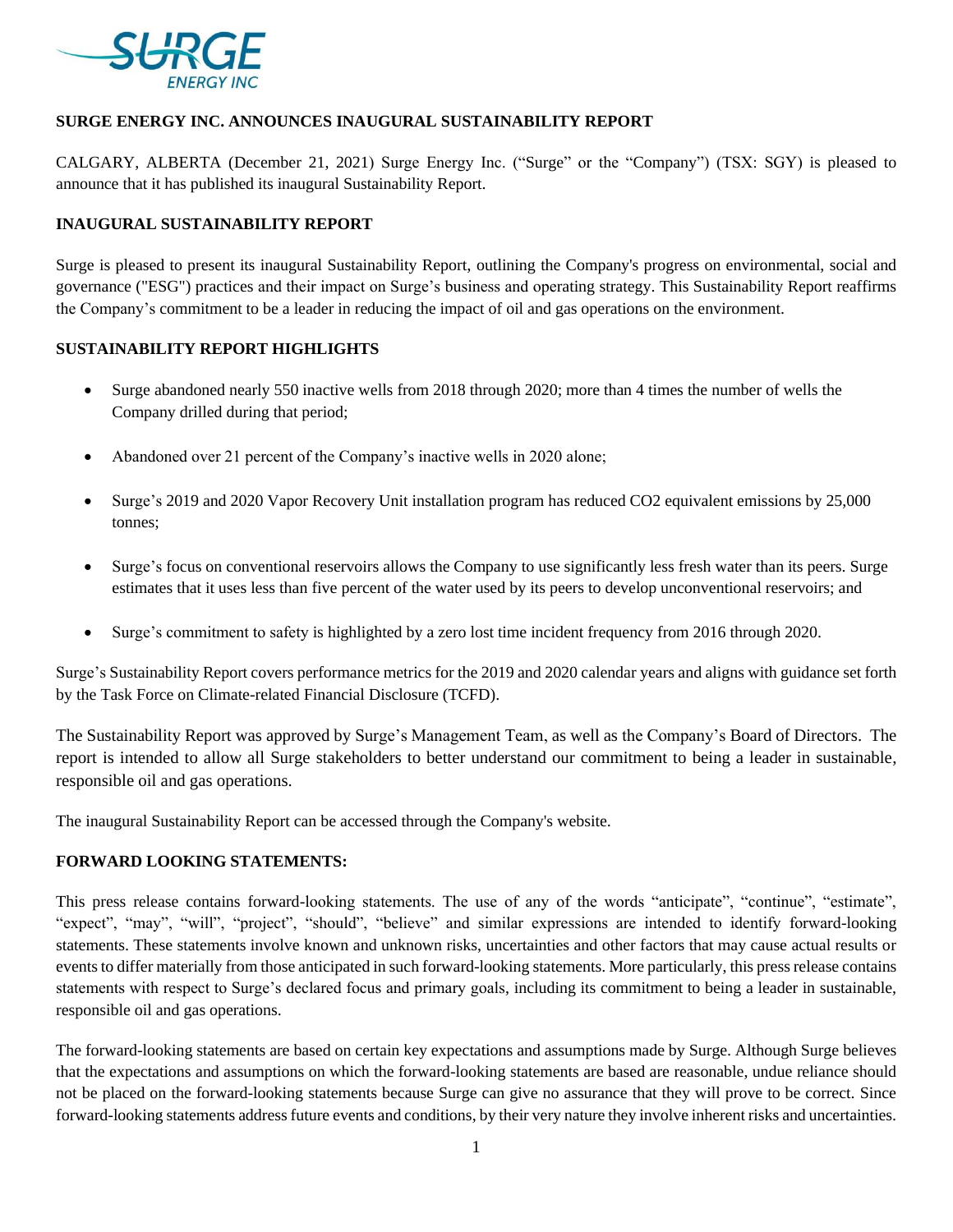# SURGE ENERGY INC. ANNOUNCES INAUGURAL SUSTAINABILITY REPORT

CALGARY, ALBERTA (December 21, 2021) Surge Energy Inc. ("Surge" or the "Company") (TSX: SGY) is pleased to announce that it has published its inaugural Sustainability Report.

## INAUGURAL SUSTAINABILITY REPORT

Surge is pleased to present its inaugural Sustainability Report, outlining the Company's progress on environmental, social and governance ("ESG") practices and their impact on Surge's business and operating strategy. This Sustainability Report reaffirms the Company's commitment to be a leader in reducing the impact of oil and gas operations on the environment.

## SUSTAINABILITY REPORT HIGHLIGHTS

- Surge abandoned nearly 550 inactive wells from 2018 through 2020; more than 4 times the number of wells the Company drilled during that period;
- Abandoned over 21 percent of the Company's inactive wells in 2020 alone;
- Surge's 2019 and 2020 Vapor Recovery Unit installation program has reduced $CO_2$ equivalent emissions by 25,000 tonnes;
- Surge's focus on conventional reservoirs allows the Company to use significantly less fresh water than its peers. Surge estimates that it uses less than five percent of the water used by its peers to develop unconventional reservoirs; and
- Surge's commitment to safety is highlighted by a zero lost time incident frequency from 2016 through 2020.

Surge's Sustainability Report covers performance metrics for the 2019 and 2020 calendar years and aligns with guidance set forth by the Task Force on Climate-related Financial Disclosure (TCFD).

The Sustainability Report was approved by Surge's Management Team, as well as the Company's Board of Directors. The report is intended to allow all Surge stakeholders to better understand our commitment to being a leader in sustainable, responsible oil and gas operations.

The inaugural Sustainability Report can be accessed through the Company's website.

## FORWARD LOOKING STATEMENTS:

This press release contains forward-looking statements. The use of any of the words "anticipate", "continue", "estimate", "expect", "may", "will", "project", "should", "believe" and similar expressions are intended to identify forward-looking statements. These statements involve known and unknown risks, uncertainties and other factors that may cause actual results or events to differ materially from those anticipated in such forward-looking statements. More particularly, this press release contains statements with respect to Surge's declared focus and primary goals, including its commitment to being a leader in sustainable, responsible oil and gas operations.

The forward-looking statements are based on certain key expectations and assumptions made by Surge. Although Surge believes that the expectations and assumptions on which the forward-looking statements are based are reasonable, undue reliance should not be placed on the forward-looking statements because Surge can give no assurance that they will prove to be correct. Since forward-looking statements address future events and conditions, by their very nature they involve inherent risks and uncertainties.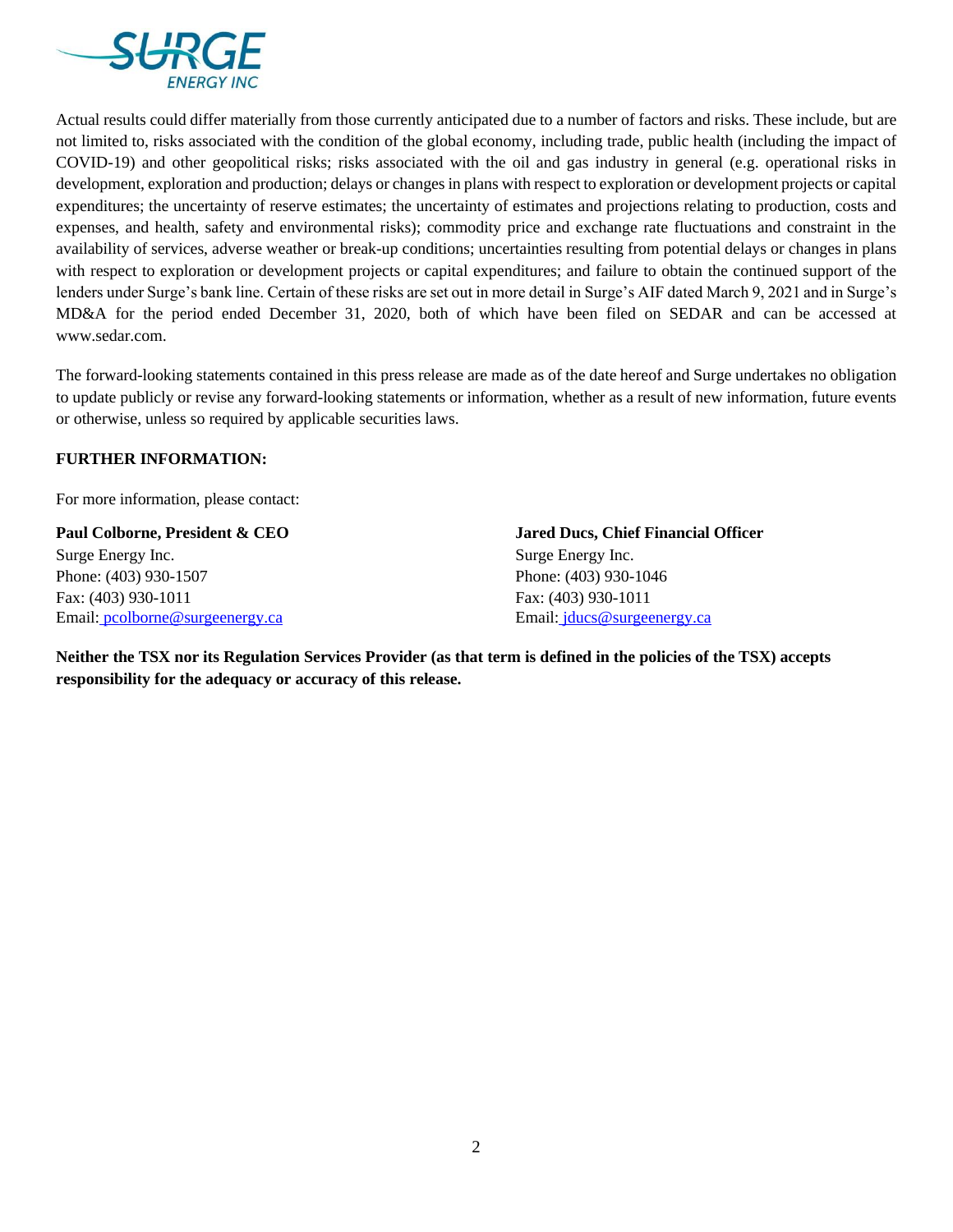Actual results could differ materially from those currently anticipated due to a number of factors and risks. These include, but are not limited to, risks associated with the condition of the global economy, including trade, public health (including the impact of COVID-19) and other geopolitical risks; risks associated with the oil and gas industry in general (e.g. operational risks in development, exploration and production; delays or changes in plans with respect to exploration or development projects or capital expenditures; the uncertainty of reserve estimates; the uncertainty of estimates and projections relating to production, costs and expenses, and health, safety and environmental risks); commodity price and exchange rate fluctuations and constraint in the availability of services, adverse weather or break-up conditions; uncertainties resulting from potential delays or changes in plans with respect to exploration or development projects or capital expenditures; and failure to obtain the continued support of the lenders under Surge's bank line. Certain of these risks are set out in more detail in Surge's AIF dated March 9, 2021 and in Surge's MD&A for the period ended December 31, 2020, both of which have been filed on SEDAR and can be accessed at www.sedar.com.

The forward-looking statements contained in this press release are made as of the date hereof and Surge undertakes no obligation to update publicly or revise any forward-looking statements or information, whether as a result of new information, future events or otherwise, unless so required by applicable securities laws.

**FURTHER INFORMATION:**

For more information, please contact:

**Paul Colborne, President & CEO**
Surge Energy Inc.
Phone: (403) 930-1507
Fax: (403) 930-1011
Email: pcolborne@surgeenergy.ca

**Jared Ducs, Chief Financial Officer**
Surge Energy Inc.
Phone: (403) 930-1046
Fax: (403) 930-1011
Email: jducs@surgeenergy.ca

**Neither the TSX nor its Regulation Services Provider (as that term is defined in the policies of the TSX) accepts responsibility for the adequacy or accuracy of this release.**